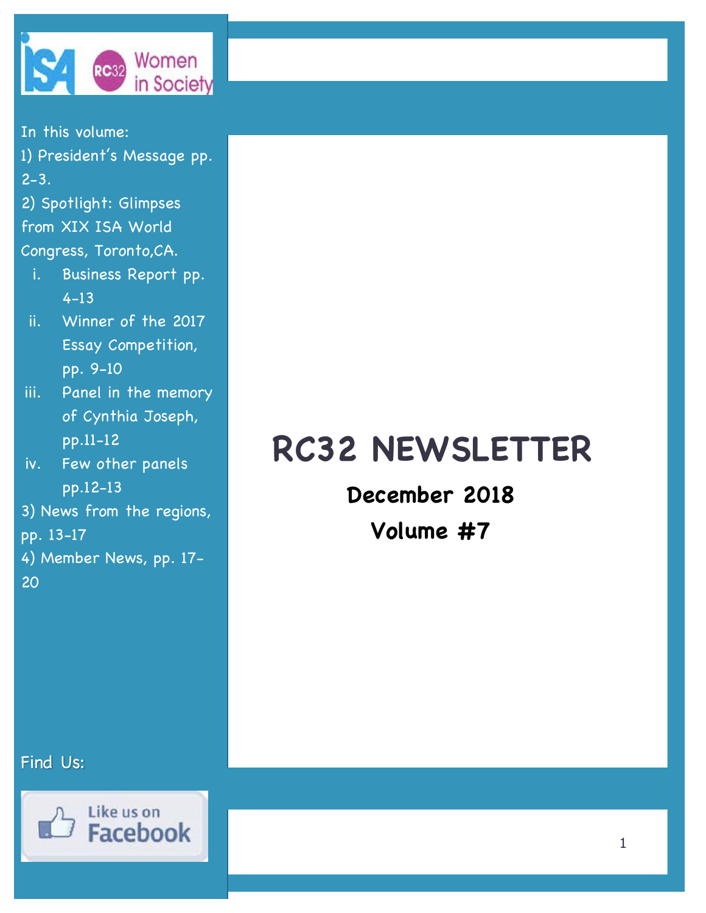# RC32 NEWSLETTER

**December 2018**

**Volume #7**

In this volume:

1) President's Message pp. 2-3.
2) Spotlight: Glimpses from XIX ISA World Congress, Toronto,CA.
   i. Business Report pp. 4-13
   ii. Winner of the 2017 Essay Competition, pp. 9-10
   iii. Panel in the memory of Cynthia Joseph, pp.11-12
   iv. Few other panels pp.12-13
3) News from the regions, pp. 13-17
4) Member News, pp. 17-20

Find Us:

Like us on Facebook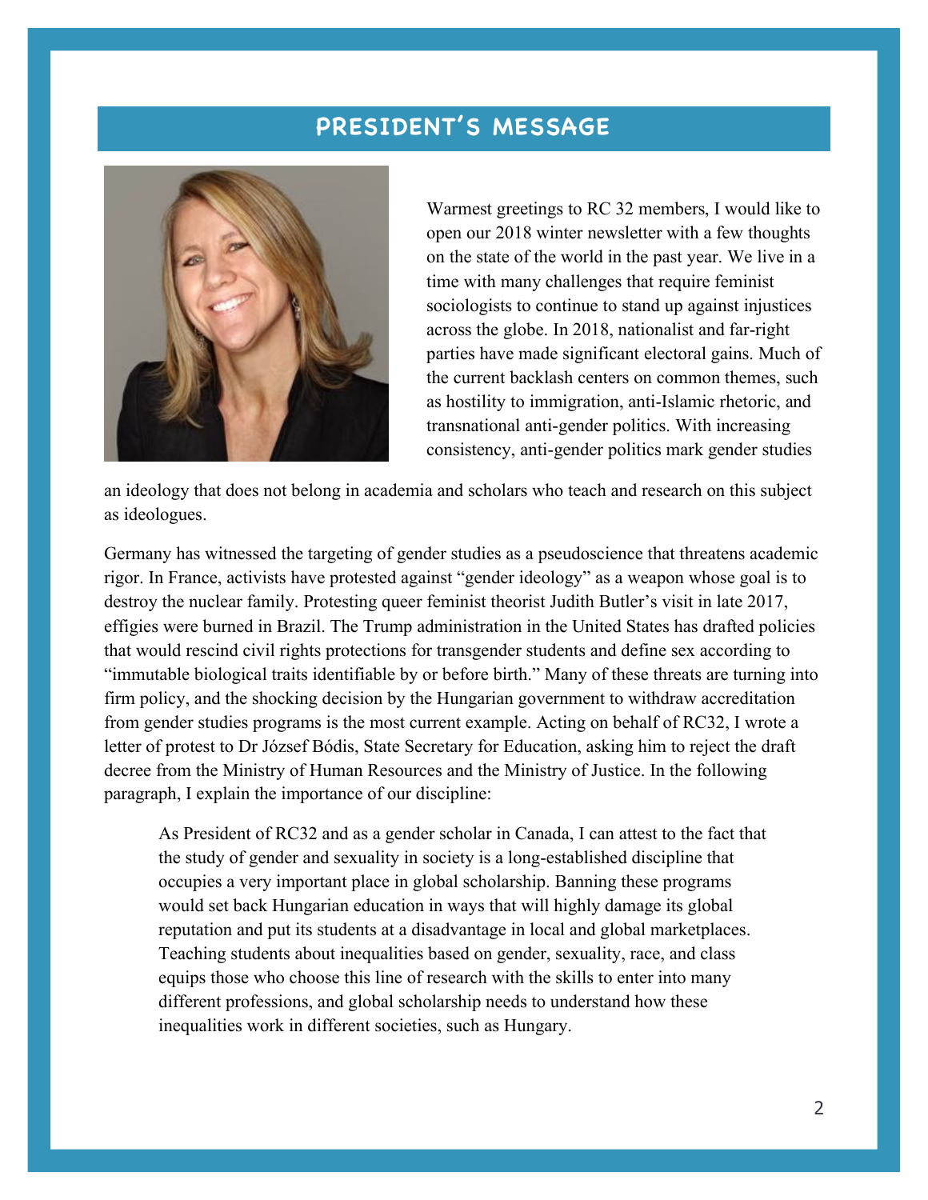## PRESIDENT'S MESSAGE

Warmest greetings to RC 32 members, I would like to open our 2018 winter newsletter with a few thoughts on the state of the world in the past year. We live in a time with many challenges that require feminist sociologists to continue to stand up against injustices across the globe. In 2018, nationalist and far-right parties have made significant electoral gains. Much of the current backlash centers on common themes, such as hostility to immigration, anti-Islamic rhetoric, and transnational anti-gender politics. With increasing consistency, anti-gender politics mark gender studies an ideology that does not belong in academia and scholars who teach and research on this subject as ideologues.

Germany has witnessed the targeting of gender studies as a pseudoscience that threatens academic rigor. In France, activists have protested against "gender ideology" as a weapon whose goal is to destroy the nuclear family. Protesting queer feminist theorist Judith Butler's visit in late 2017, effigies were burned in Brazil. The Trump administration in the United States has drafted policies that would rescind civil rights protections for transgender students and define sex according to "immutable biological traits identifiable by or before birth." Many of these threats are turning into firm policy, and the shocking decision by the Hungarian government to withdraw accreditation from gender studies programs is the most current example. Acting on behalf of RC32, I wrote a letter of protest to Dr József Bódis, State Secretary for Education, asking him to reject the draft decree from the Ministry of Human Resources and the Ministry of Justice. In the following paragraph, I explain the importance of our discipline:

> As President of RC32 and as a gender scholar in Canada, I can attest to the fact that the study of gender and sexuality in society is a long-established discipline that occupies a very important place in global scholarship. Banning these programs would set back Hungarian education in ways that will highly damage its global reputation and put its students at a disadvantage in local and global marketplaces. Teaching students about inequalities based on gender, sexuality, race, and class equips those who choose this line of research with the skills to enter into many different professions, and global scholarship needs to understand how these inequalities work in different societies, such as Hungary.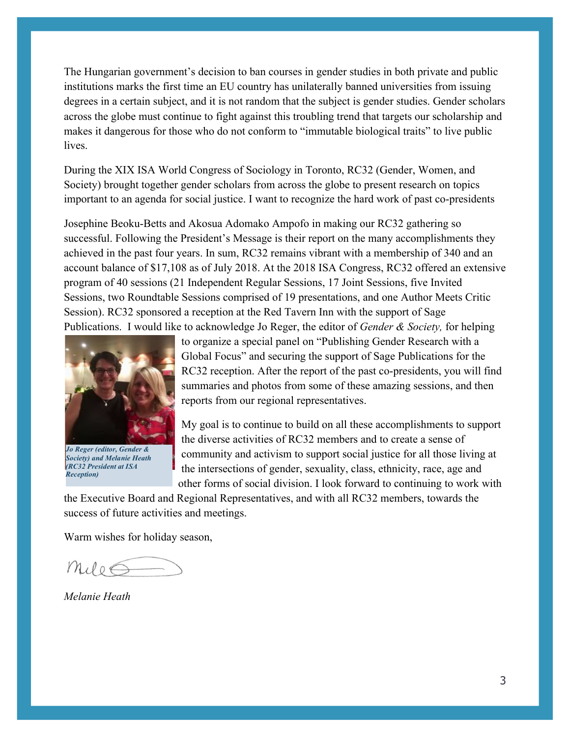The Hungarian government's decision to ban courses in gender studies in both private and public institutions marks the first time an EU country has unilaterally banned universities from issuing degrees in a certain subject, and it is not random that the subject is gender studies. Gender scholars across the globe must continue to fight against this troubling trend that targets our scholarship and makes it dangerous for those who do not conform to "immutable biological traits" to live public lives.

During the XIX ISA World Congress of Sociology in Toronto, RC32 (Gender, Women, and Society) brought together gender scholars from across the globe to present research on topics important to an agenda for social justice. I want to recognize the hard work of past co-presidents Josephine Beoku-Betts and Akosua Adomako Ampofo in making our RC32 gathering so successful. Following the President's Message is their report on the many accomplishments they achieved in the past four years. In sum, RC32 remains vibrant with a membership of 340 and an account balance of $17,108 as of July 2018. At the 2018 ISA Congress, RC32 offered an extensive program of 40 sessions (21 Independent Regular Sessions, 17 Joint Sessions, five Invited Sessions, two Roundtable Sessions comprised of 19 presentations, and one Author Meets Critic Session). RC32 sponsored a reception at the Red Tavern Inn with the support of Sage Publications. I would like to acknowledge Jo Reger, the editor of *Gender & Society,* for helping to organize a special panel on "Publishing Gender Research with a Global Focus" and securing the support of Sage Publications for the RC32 reception. After the report of the past co-presidents, you will find summaries and photos from some of these amazing sessions, and then reports from our regional representatives.

***Jo Reger (editor, Gender & Society) and Melanie Heath (RC32 President at ISA Reception)***

My goal is to continue to build on all these accomplishments to support the diverse activities of RC32 members and to create a sense of community and activism to support social justice for all those living at the intersections of gender, sexuality, class, ethnicity, race, age and other forms of social division. I look forward to continuing to work with the Executive Board and Regional Representatives, and with all RC32 members, towards the success of future activities and meetings.

Warm wishes for holiday season,

*Melanie Heath*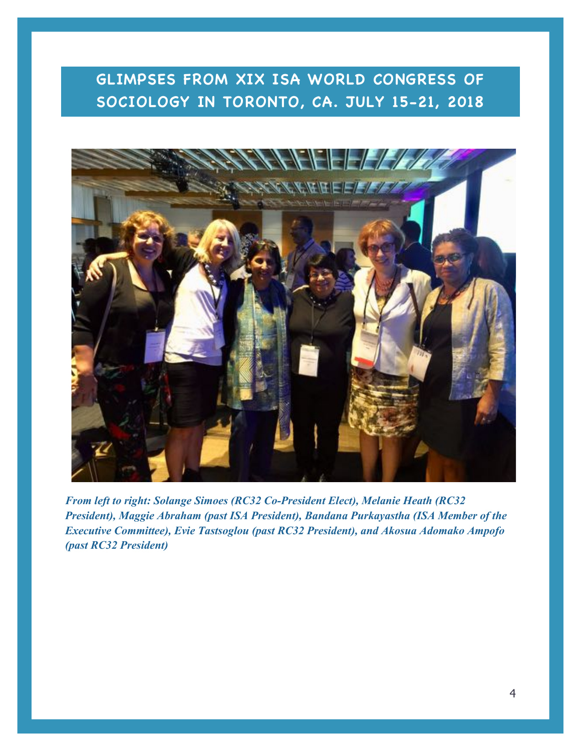## GLIMPSES FROM XIX ISA WORLD CONGRESS OF SOCIOLOGY IN TORONTO, CA. JULY 15-21, 2018

***From left to right: Solange Simoes (RC32 Co-President Elect), Melanie Heath (RC32 President), Maggie Abraham (past ISA President), Bandana Purkayastha (ISA Member of the Executive Committee), Evie Tastsoglou (past RC32 President), and Akosua Adomako Ampofo (past RC32 President)***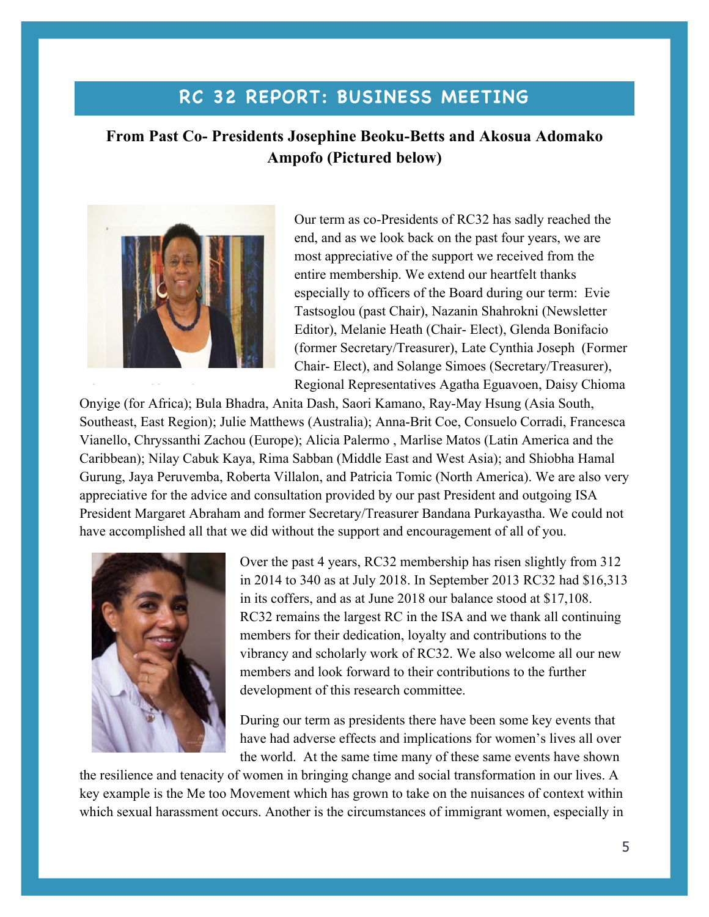# RC 32 REPORT: BUSINESS MEETING

**From Past Co- Presidents Josephine Beoku-Betts and Akosua Adomako Ampofo (Pictured below)**

Our term as co-Presidents of RC32 has sadly reached the end, and as we look back on the past four years, we are most appreciative of the support we received from the entire membership. We extend our heartfelt thanks especially to officers of the Board during our term: Evie Tastsoglou (past Chair), Nazanin Shahrokni (Newsletter Editor), Melanie Heath (Chair- Elect), Glenda Bonifacio (former Secretary/Treasurer), Late Cynthia Joseph (Former Chair- Elect), and Solange Simoes (Secretary/Treasurer), Regional Representatives Agatha Eguavoen, Daisy Chioma Onyige (for Africa); Bula Bhadra, Anita Dash, Saori Kamano, Ray-May Hsung (Asia South, Southeast, East Region); Julie Matthews (Australia); Anna-Brit Coe, Consuelo Corradi, Francesca Vianello, Chryssanthi Zachou (Europe); Alicia Palermo , Marlise Matos (Latin America and the Caribbean); Nilay Cabuk Kaya, Rima Sabban (Middle East and West Asia); and Shiobha Hamal Gurung, Jaya Peruvemba, Roberta Villalon, and Patricia Tomic (North America). We are also very appreciative for the advice and consultation provided by our past President and outgoing ISA President Margaret Abraham and former Secretary/Treasurer Bandana Purkayastha. We could not have accomplished all that we did without the support and encouragement of all of you.

Over the past 4 years, RC32 membership has risen slightly from 312 in 2014 to 340 as at July 2018. In September 2013 RC32 had $16,313 in its coffers, and as at June 2018 our balance stood at $17,108. RC32 remains the largest RC in the ISA and we thank all continuing members for their dedication, loyalty and contributions to the vibrancy and scholarly work of RC32. We also welcome all our new members and look forward to their contributions to the further development of this research committee.

During our term as presidents there have been some key events that have had adverse effects and implications for women's lives all over the world. At the same time many of these same events have shown the resilience and tenacity of women in bringing change and social transformation in our lives. A key example is the Me too Movement which has grown to take on the nuisances of context within which sexual harassment occurs. Another is the circumstances of immigrant women, especially in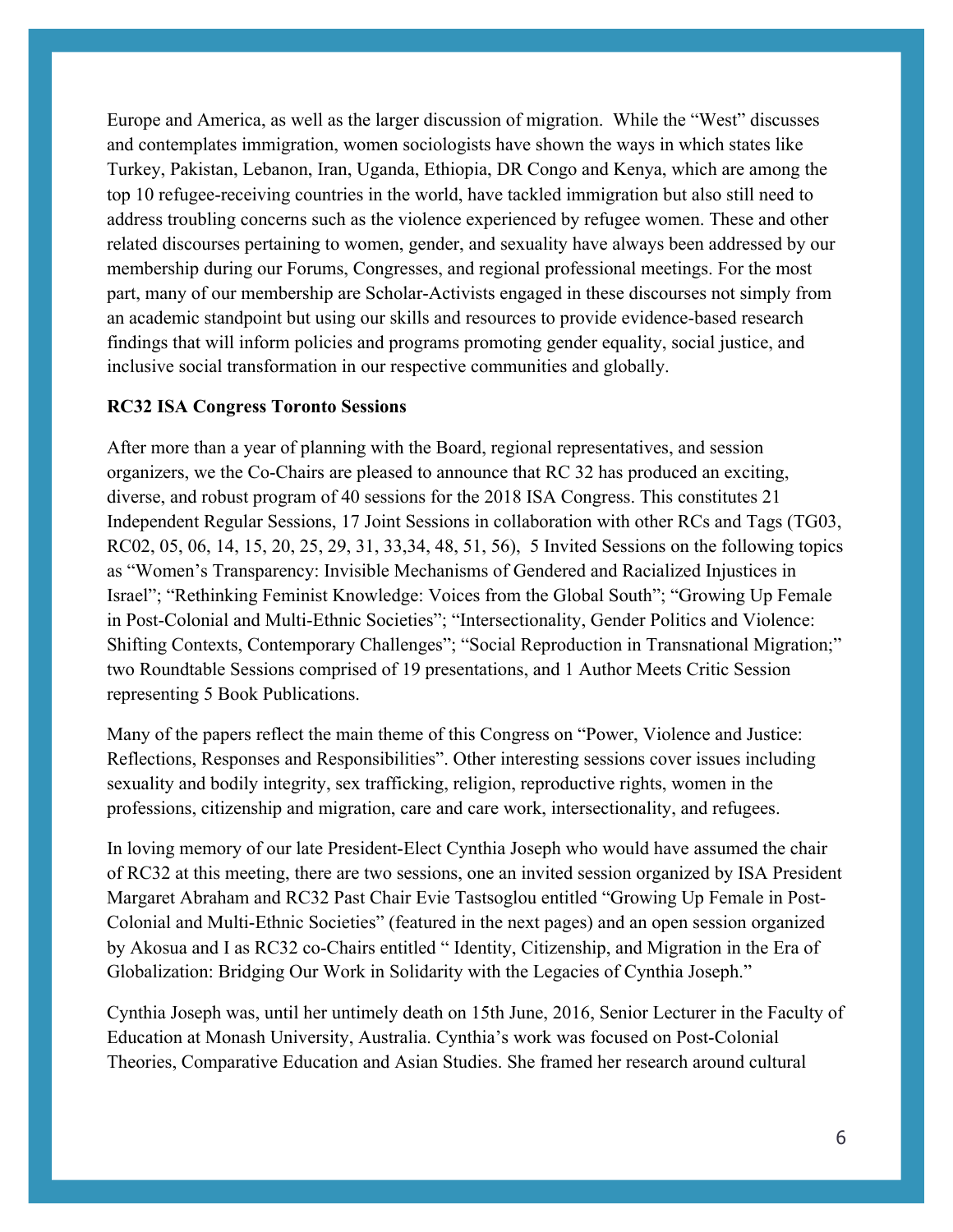Europe and America, as well as the larger discussion of migration. While the "West" discusses and contemplates immigration, women sociologists have shown the ways in which states like Turkey, Pakistan, Lebanon, Iran, Uganda, Ethiopia, DR Congo and Kenya, which are among the top 10 refugee-receiving countries in the world, have tackled immigration but also still need to address troubling concerns such as the violence experienced by refugee women. These and other related discourses pertaining to women, gender, and sexuality have always been addressed by our membership during our Forums, Congresses, and regional professional meetings. For the most part, many of our membership are Scholar-Activists engaged in these discourses not simply from an academic standpoint but using our skills and resources to provide evidence-based research findings that will inform policies and programs promoting gender equality, social justice, and inclusive social transformation in our respective communities and globally.

**RC32 ISA Congress Toronto Sessions**

After more than a year of planning with the Board, regional representatives, and session organizers, we the Co-Chairs are pleased to announce that RC 32 has produced an exciting, diverse, and robust program of 40 sessions for the 2018 ISA Congress. This constitutes 21 Independent Regular Sessions, 17 Joint Sessions in collaboration with other RCs and Tags (TG03, RC02, 05, 06, 14, 15, 20, 25, 29, 31, 33,34, 48, 51, 56), 5 Invited Sessions on the following topics as "Women's Transparency: Invisible Mechanisms of Gendered and Racialized Injustices in Israel"; "Rethinking Feminist Knowledge: Voices from the Global South"; "Growing Up Female in Post-Colonial and Multi-Ethnic Societies"; "Intersectionality, Gender Politics and Violence: Shifting Contexts, Contemporary Challenges"; "Social Reproduction in Transnational Migration;" two Roundtable Sessions comprised of 19 presentations, and 1 Author Meets Critic Session representing 5 Book Publications.

Many of the papers reflect the main theme of this Congress on "Power, Violence and Justice: Reflections, Responses and Responsibilities". Other interesting sessions cover issues including sexuality and bodily integrity, sex trafficking, religion, reproductive rights, women in the professions, citizenship and migration, care and care work, intersectionality, and refugees.

In loving memory of our late President-Elect Cynthia Joseph who would have assumed the chair of RC32 at this meeting, there are two sessions, one an invited session organized by ISA President Margaret Abraham and RC32 Past Chair Evie Tastsoglou entitled "Growing Up Female in Post-Colonial and Multi-Ethnic Societies" (featured in the next pages) and an open session organized by Akosua and I as RC32 co-Chairs entitled " Identity, Citizenship, and Migration in the Era of Globalization: Bridging Our Work in Solidarity with the Legacies of Cynthia Joseph."

Cynthia Joseph was, until her untimely death on 15th June, 2016, Senior Lecturer in the Faculty of Education at Monash University, Australia. Cynthia's work was focused on Post-Colonial Theories, Comparative Education and Asian Studies. She framed her research around cultural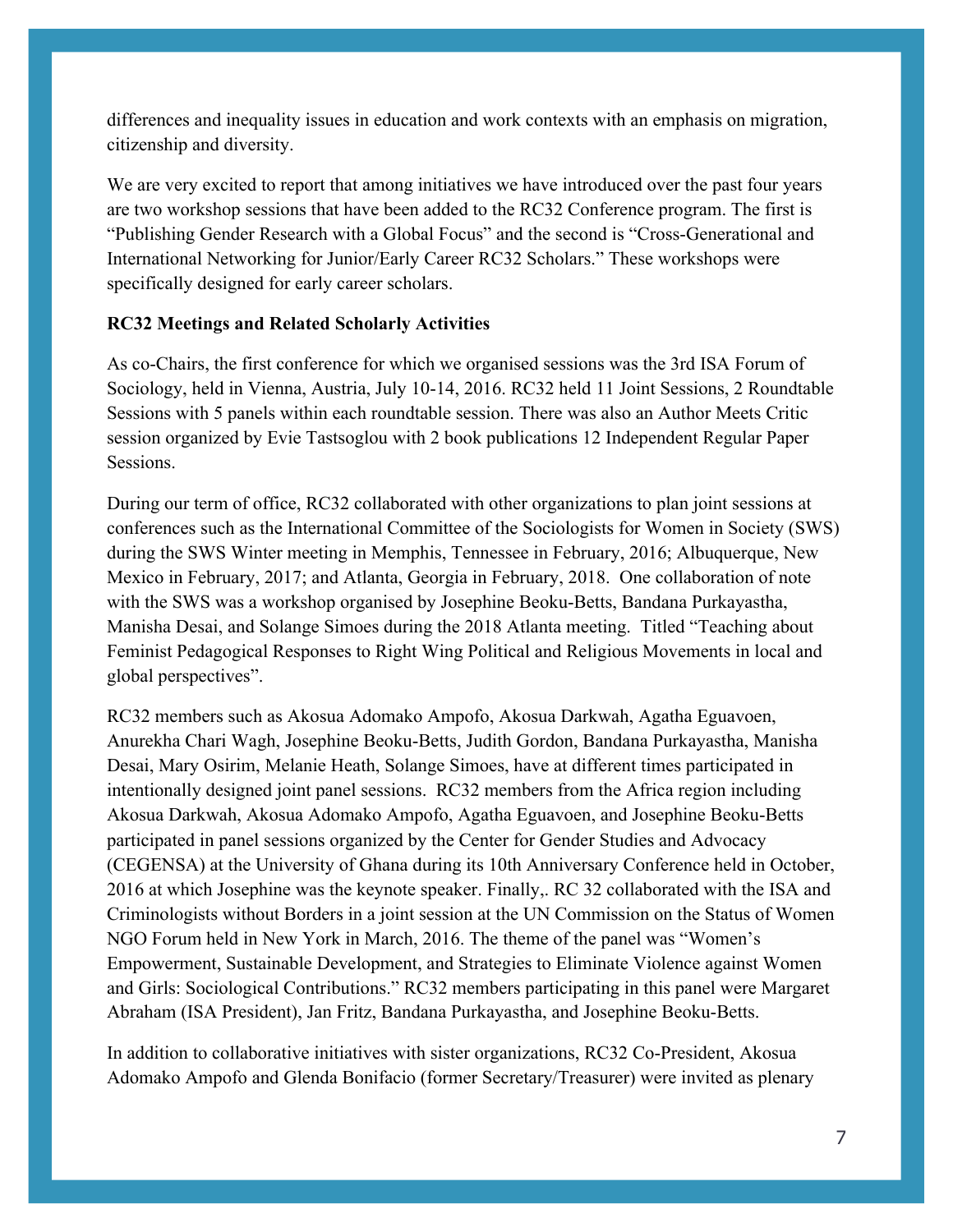differences and inequality issues in education and work contexts with an emphasis on migration, citizenship and diversity.

We are very excited to report that among initiatives we have introduced over the past four years are two workshop sessions that have been added to the RC32 Conference program. The first is "Publishing Gender Research with a Global Focus" and the second is "Cross-Generational and International Networking for Junior/Early Career RC32 Scholars." These workshops were specifically designed for early career scholars.

**RC32 Meetings and Related Scholarly Activities**

As co-Chairs, the first conference for which we organised sessions was the 3rd ISA Forum of Sociology, held in Vienna, Austria, July 10-14, 2016. RC32 held 11 Joint Sessions, 2 Roundtable Sessions with 5 panels within each roundtable session. There was also an Author Meets Critic session organized by Evie Tastsoglou with 2 book publications 12 Independent Regular Paper Sessions.

During our term of office, RC32 collaborated with other organizations to plan joint sessions at conferences such as the International Committee of the Sociologists for Women in Society (SWS) during the SWS Winter meeting in Memphis, Tennessee in February, 2016; Albuquerque, New Mexico in February, 2017; and Atlanta, Georgia in February, 2018. One collaboration of note with the SWS was a workshop organised by Josephine Beoku-Betts, Bandana Purkayastha, Manisha Desai, and Solange Simoes during the 2018 Atlanta meeting. Titled "Teaching about Feminist Pedagogical Responses to Right Wing Political and Religious Movements in local and global perspectives".

RC32 members such as Akosua Adomako Ampofo, Akosua Darkwah, Agatha Eguavoen, Anurekha Chari Wagh, Josephine Beoku-Betts, Judith Gordon, Bandana Purkayastha, Manisha Desai, Mary Osirim, Melanie Heath, Solange Simoes, have at different times participated in intentionally designed joint panel sessions. RC32 members from the Africa region including Akosua Darkwah, Akosua Adomako Ampofo, Agatha Eguavoen, and Josephine Beoku-Betts participated in panel sessions organized by the Center for Gender Studies and Advocacy (CEGENSA) at the University of Ghana during its 10th Anniversary Conference held in October, 2016 at which Josephine was the keynote speaker. Finally,. RC 32 collaborated with the ISA and Criminologists without Borders in a joint session at the UN Commission on the Status of Women NGO Forum held in New York in March, 2016. The theme of the panel was "Women's Empowerment, Sustainable Development, and Strategies to Eliminate Violence against Women and Girls: Sociological Contributions." RC32 members participating in this panel were Margaret Abraham (ISA President), Jan Fritz, Bandana Purkayastha, and Josephine Beoku-Betts.

In addition to collaborative initiatives with sister organizations, RC32 Co-President, Akosua Adomako Ampofo and Glenda Bonifacio (former Secretary/Treasurer) were invited as plenary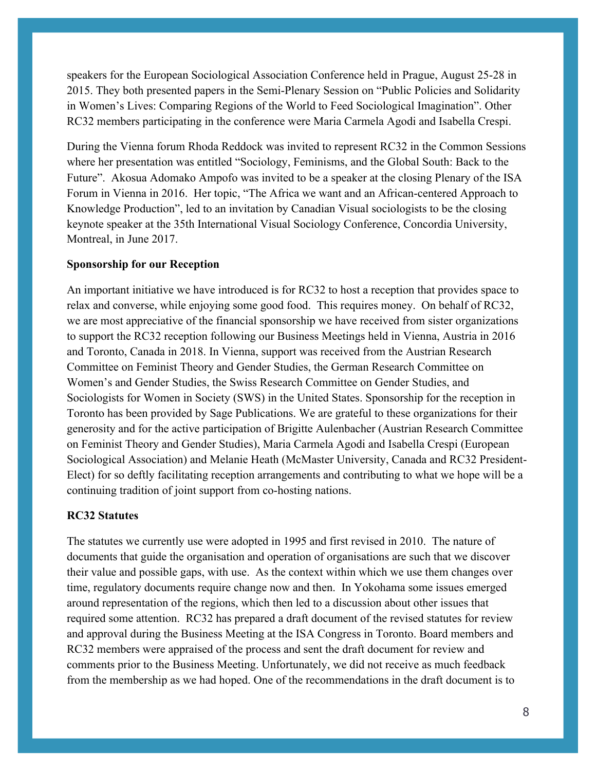speakers for the European Sociological Association Conference held in Prague, August 25-28 in 2015. They both presented papers in the Semi-Plenary Session on "Public Policies and Solidarity in Women's Lives: Comparing Regions of the World to Feed Sociological Imagination". Other RC32 members participating in the conference were Maria Carmela Agodi and Isabella Crespi.

During the Vienna forum Rhoda Reddock was invited to represent RC32 in the Common Sessions where her presentation was entitled "Sociology, Feminisms, and the Global South: Back to the Future". Akosua Adomako Ampofo was invited to be a speaker at the closing Plenary of the ISA Forum in Vienna in 2016. Her topic, "The Africa we want and an African-centered Approach to Knowledge Production", led to an invitation by Canadian Visual sociologists to be the closing keynote speaker at the 35th International Visual Sociology Conference, Concordia University, Montreal, in June 2017.

**Sponsorship for our Reception**

An important initiative we have introduced is for RC32 to host a reception that provides space to relax and converse, while enjoying some good food. This requires money. On behalf of RC32, we are most appreciative of the financial sponsorship we have received from sister organizations to support the RC32 reception following our Business Meetings held in Vienna, Austria in 2016 and Toronto, Canada in 2018. In Vienna, support was received from the Austrian Research Committee on Feminist Theory and Gender Studies, the German Research Committee on Women's and Gender Studies, the Swiss Research Committee on Gender Studies, and Sociologists for Women in Society (SWS) in the United States. Sponsorship for the reception in Toronto has been provided by Sage Publications. We are grateful to these organizations for their generosity and for the active participation of Brigitte Aulenbacher (Austrian Research Committee on Feminist Theory and Gender Studies), Maria Carmela Agodi and Isabella Crespi (European Sociological Association) and Melanie Heath (McMaster University, Canada and RC32 President-Elect) for so deftly facilitating reception arrangements and contributing to what we hope will be a continuing tradition of joint support from co-hosting nations.

**RC32 Statutes**

The statutes we currently use were adopted in 1995 and first revised in 2010. The nature of documents that guide the organisation and operation of organisations are such that we discover their value and possible gaps, with use. As the context within which we use them changes over time, regulatory documents require change now and then. In Yokohama some issues emerged around representation of the regions, which then led to a discussion about other issues that required some attention. RC32 has prepared a draft document of the revised statutes for review and approval during the Business Meeting at the ISA Congress in Toronto. Board members and RC32 members were appraised of the process and sent the draft document for review and comments prior to the Business Meeting. Unfortunately, we did not receive as much feedback from the membership as we had hoped. One of the recommendations in the draft document is to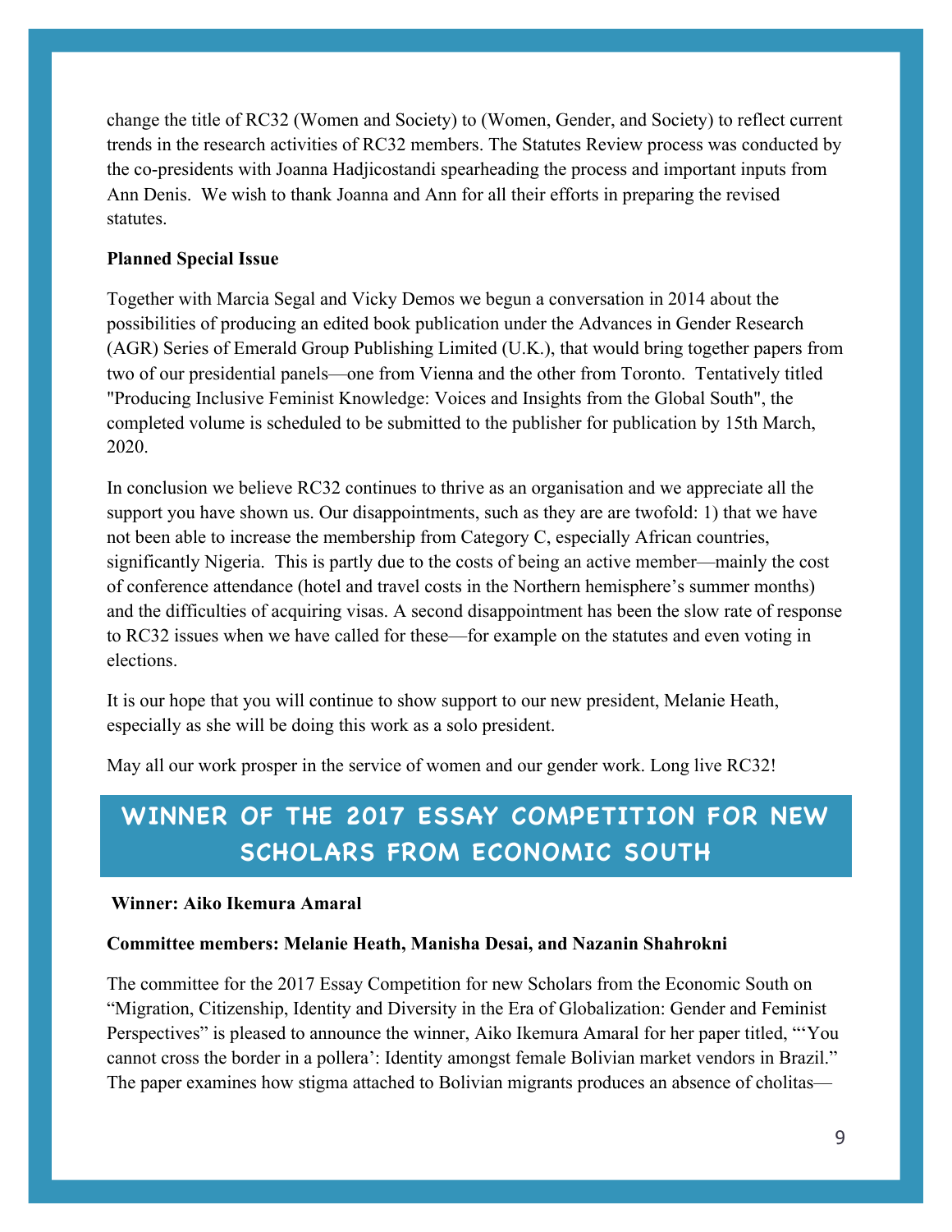change the title of RC32 (Women and Society) to (Women, Gender, and Society) to reflect current trends in the research activities of RC32 members. The Statutes Review process was conducted by the co-presidents with Joanna Hadjicostandi spearheading the process and important inputs from Ann Denis. We wish to thank Joanna and Ann for all their efforts in preparing the revised statutes.

**Planned Special Issue**

Together with Marcia Segal and Vicky Demos we begun a conversation in 2014 about the possibilities of producing an edited book publication under the Advances in Gender Research (AGR) Series of Emerald Group Publishing Limited (U.K.), that would bring together papers from two of our presidential panels—one from Vienna and the other from Toronto. Tentatively titled "Producing Inclusive Feminist Knowledge: Voices and Insights from the Global South", the completed volume is scheduled to be submitted to the publisher for publication by 15th March, 2020.

In conclusion we believe RC32 continues to thrive as an organisation and we appreciate all the support you have shown us. Our disappointments, such as they are are twofold: 1) that we have not been able to increase the membership from Category C, especially African countries, significantly Nigeria. This is partly due to the costs of being an active member—mainly the cost of conference attendance (hotel and travel costs in the Northern hemisphere's summer months) and the difficulties of acquiring visas. A second disappointment has been the slow rate of response to RC32 issues when we have called for these—for example on the statutes and even voting in elections.

It is our hope that you will continue to show support to our new president, Melanie Heath, especially as she will be doing this work as a solo president.

May all our work prosper in the service of women and our gender work. Long live RC32!

## WINNER OF THE 2017 ESSAY COMPETITION FOR NEW SCHOLARS FROM ECONOMIC SOUTH

**Winner: Aiko Ikemura Amaral**

**Committee members: Melanie Heath, Manisha Desai, and Nazanin Shahrokni**

The committee for the 2017 Essay Competition for new Scholars from the Economic South on "Migration, Citizenship, Identity and Diversity in the Era of Globalization: Gender and Feminist Perspectives" is pleased to announce the winner, Aiko Ikemura Amaral for her paper titled, "'You cannot cross the border in a pollera': Identity amongst female Bolivian market vendors in Brazil." The paper examines how stigma attached to Bolivian migrants produces an absence of cholitas—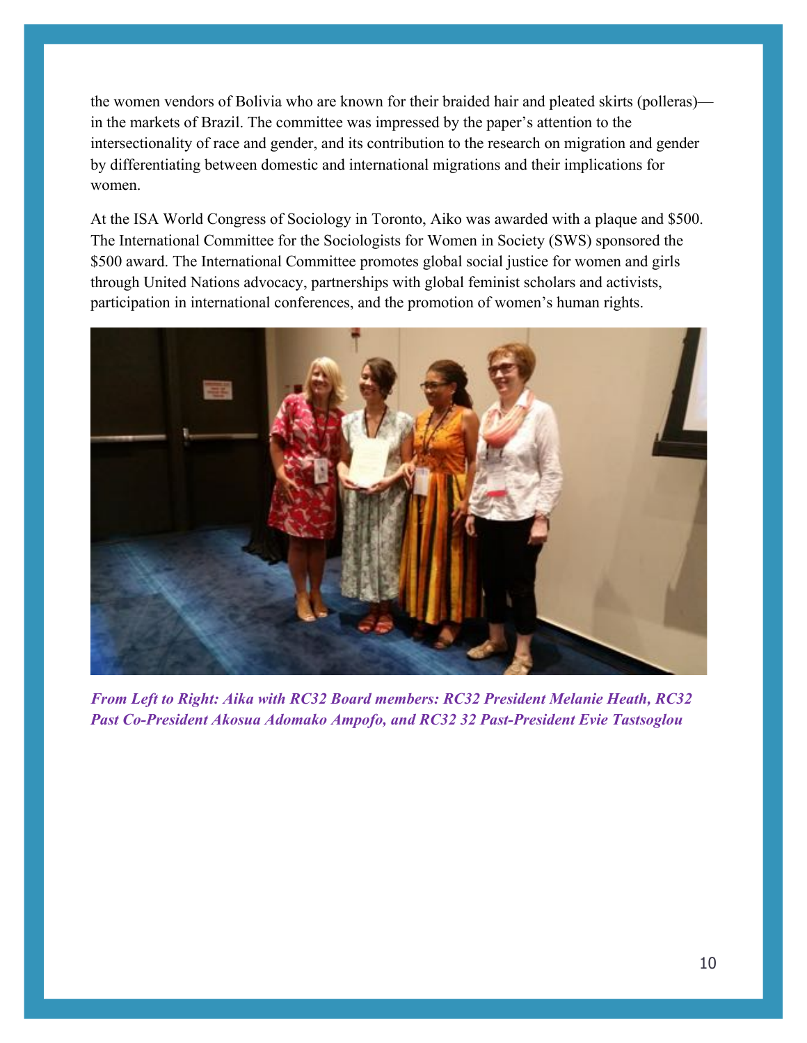the women vendors of Bolivia who are known for their braided hair and pleated skirts (polleras)—in the markets of Brazil. The committee was impressed by the paper's attention to the intersectionality of race and gender, and its contribution to the research on migration and gender by differentiating between domestic and international migrations and their implications for women.

At the ISA World Congress of Sociology in Toronto, Aiko was awarded with a plaque and $500. The International Committee for the Sociologists for Women in Society (SWS) sponsored the $500 award. The International Committee promotes global social justice for women and girls through United Nations advocacy, partnerships with global feminist scholars and activists, participation in international conferences, and the promotion of women's human rights.

***From Left to Right: Aika with RC32 Board members: RC32 President Melanie Heath, RC32 Past Co-President Akosua Adomako Ampofo, and RC32 32 Past-President Evie Tastsoglou***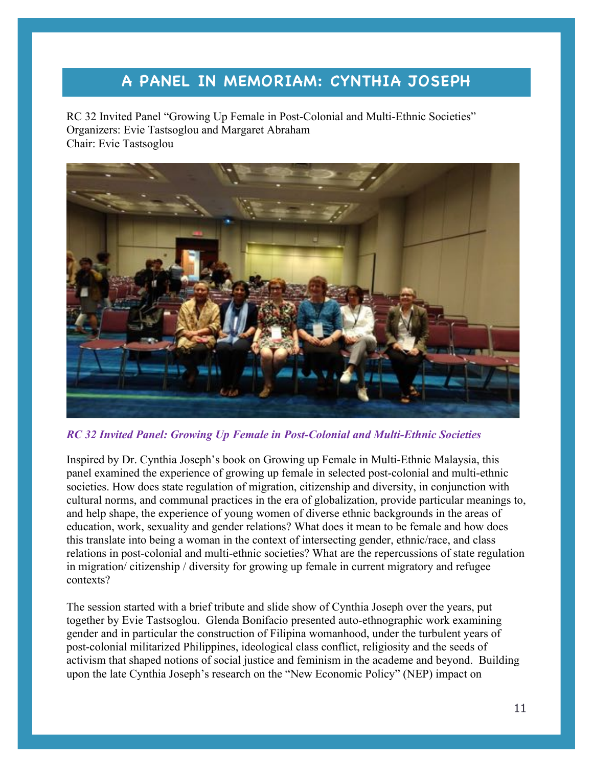# A PANEL IN MEMORIAM: CYNTHIA JOSEPH

RC 32 Invited Panel "Growing Up Female in Post-Colonial and Multi-Ethnic Societies"
Organizers: Evie Tastsoglou and Margaret Abraham
Chair: Evie Tastsoglou

*RC 32 Invited Panel: Growing Up Female in Post-Colonial and Multi-Ethnic Societies*

Inspired by Dr. Cynthia Joseph's book on Growing up Female in Multi-Ethnic Malaysia, this panel examined the experience of growing up female in selected post-colonial and multi-ethnic societies. How does state regulation of migration, citizenship and diversity, in conjunction with cultural norms, and communal practices in the era of globalization, provide particular meanings to, and help shape, the experience of young women of diverse ethnic backgrounds in the areas of education, work, sexuality and gender relations? What does it mean to be female and how does this translate into being a woman in the context of intersecting gender, ethnic/race, and class relations in post-colonial and multi-ethnic societies? What are the repercussions of state regulation in migration/ citizenship / diversity for growing up female in current migratory and refugee contexts?

The session started with a brief tribute and slide show of Cynthia Joseph over the years, put together by Evie Tastsoglou. Glenda Bonifacio presented auto-ethnographic work examining gender and in particular the construction of Filipina womanhood, under the turbulent years of post-colonial militarized Philippines, ideological class conflict, religiosity and the seeds of activism that shaped notions of social justice and feminism in the academe and beyond. Building upon the late Cynthia Joseph's research on the "New Economic Policy" (NEP) impact on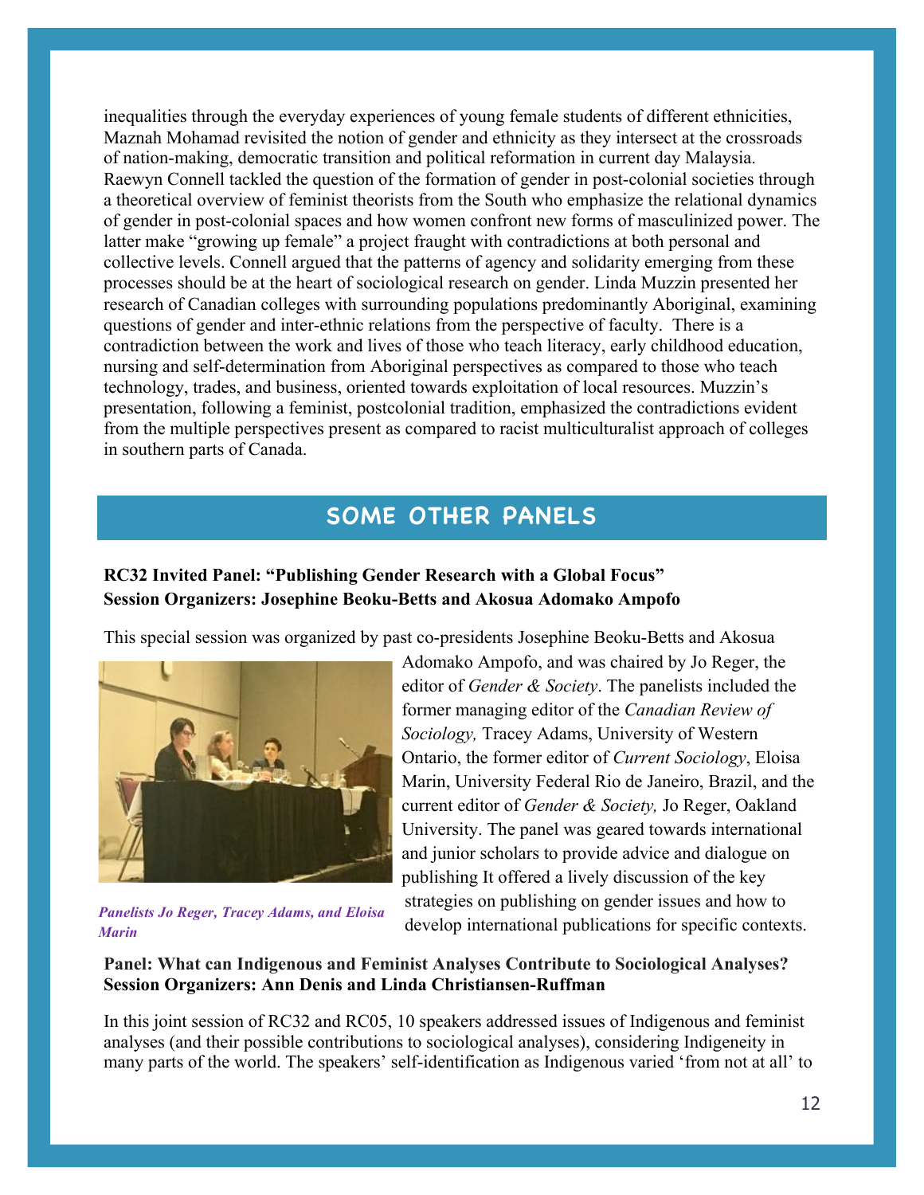inequalities through the everyday experiences of young female students of different ethnicities, Maznah Mohamad revisited the notion of gender and ethnicity as they intersect at the crossroads of nation-making, democratic transition and political reformation in current day Malaysia. Raewyn Connell tackled the question of the formation of gender in post-colonial societies through a theoretical overview of feminist theorists from the South who emphasize the relational dynamics of gender in post-colonial spaces and how women confront new forms of masculinized power. The latter make "growing up female" a project fraught with contradictions at both personal and collective levels. Connell argued that the patterns of agency and solidarity emerging from these processes should be at the heart of sociological research on gender. Linda Muzzin presented her research of Canadian colleges with surrounding populations predominantly Aboriginal, examining questions of gender and inter-ethnic relations from the perspective of faculty. There is a contradiction between the work and lives of those who teach literacy, early childhood education, nursing and self-determination from Aboriginal perspectives as compared to those who teach technology, trades, and business, oriented towards exploitation of local resources. Muzzin's presentation, following a feminist, postcolonial tradition, emphasized the contradictions evident from the multiple perspectives present as compared to racist multiculturalist approach of colleges in southern parts of Canada.

## SOME OTHER PANELS

**RC32 Invited Panel: "Publishing Gender Research with a Global Focus"**
**Session Organizers: Josephine Beoku-Betts and Akosua Adomako Ampofo**

This special session was organized by past co-presidents Josephine Beoku-Betts and Akosua Adomako Ampofo, and was chaired by Jo Reger, the editor of *Gender & Society*. The panelists included the former managing editor of the *Canadian Review of Sociology,* Tracey Adams, University of Western Ontario, the former editor of *Current Sociology*, Eloisa Marin, University Federal Rio de Janeiro, Brazil, and the current editor of *Gender & Society,* Jo Reger, Oakland University. The panel was geared towards international and junior scholars to provide advice and dialogue on publishing It offered a lively discussion of the key strategies on publishing on gender issues and how to develop international publications for specific contexts.

*Panelists Jo Reger, Tracey Adams, and Eloisa Marin*

**Panel: What can Indigenous and Feminist Analyses Contribute to Sociological Analyses?**
**Session Organizers: Ann Denis and Linda Christiansen-Ruffman**

In this joint session of RC32 and RC05, 10 speakers addressed issues of Indigenous and feminist analyses (and their possible contributions to sociological analyses), considering Indigeneity in many parts of the world. The speakers' self-identification as Indigenous varied 'from not at all' to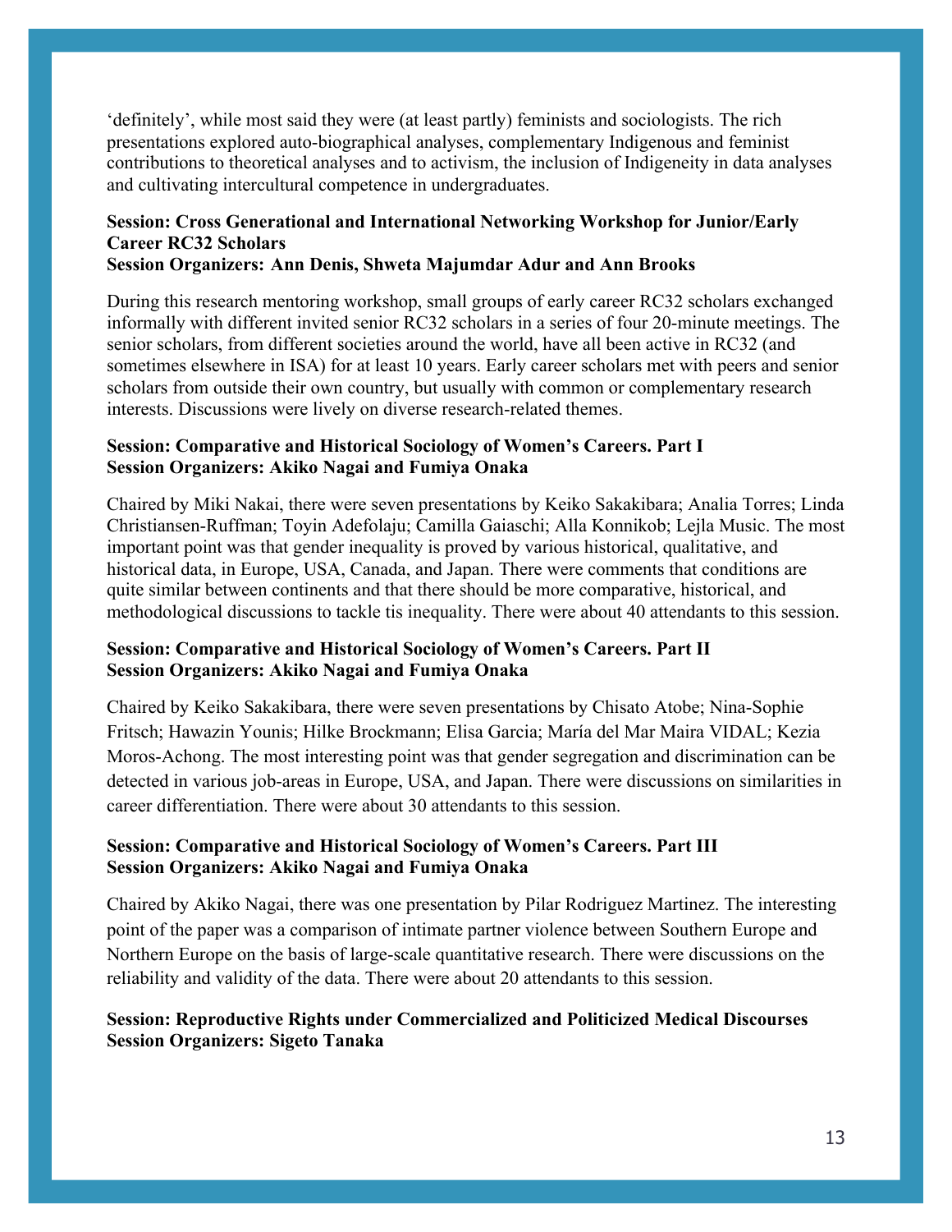'definitely', while most said they were (at least partly) feminists and sociologists. The rich presentations explored auto-biographical analyses, complementary Indigenous and feminist contributions to theoretical analyses and to activism, the inclusion of Indigeneity in data analyses and cultivating intercultural competence in undergraduates.

**Session: Cross Generational and International Networking Workshop for Junior/Early Career RC32 Scholars**
**Session Organizers: Ann Denis, Shweta Majumdar Adur and Ann Brooks**

During this research mentoring workshop, small groups of early career RC32 scholars exchanged informally with different invited senior RC32 scholars in a series of four 20-minute meetings. The senior scholars, from different societies around the world, have all been active in RC32 (and sometimes elsewhere in ISA) for at least 10 years. Early career scholars met with peers and senior scholars from outside their own country, but usually with common or complementary research interests. Discussions were lively on diverse research-related themes.

**Session: Comparative and Historical Sociology of Women's Careers. Part I**
**Session Organizers: Akiko Nagai and Fumiya Onaka**

Chaired by Miki Nakai, there were seven presentations by Keiko Sakakibara; Analia Torres; Linda Christiansen-Ruffman; Toyin Adefolaju; Camilla Gaiaschi; Alla Konnikob; Lejla Music. The most important point was that gender inequality is proved by various historical, qualitative, and historical data, in Europe, USA, Canada, and Japan. There were comments that conditions are quite similar between continents and that there should be more comparative, historical, and methodological discussions to tackle tis inequality. There were about 40 attendants to this session.

**Session: Comparative and Historical Sociology of Women's Careers. Part II**
**Session Organizers: Akiko Nagai and Fumiya Onaka**

Chaired by Keiko Sakakibara, there were seven presentations by Chisato Atobe; Nina-Sophie Fritsch; Hawazin Younis; Hilke Brockmann; Elisa Garcia; María del Mar Maira VIDAL; Kezia Moros-Achong. The most interesting point was that gender segregation and discrimination can be detected in various job-areas in Europe, USA, and Japan. There were discussions on similarities in career differentiation. There were about 30 attendants to this session.

**Session: Comparative and Historical Sociology of Women's Careers. Part III**
**Session Organizers: Akiko Nagai and Fumiya Onaka**

Chaired by Akiko Nagai, there was one presentation by Pilar Rodriguez Martinez. The interesting point of the paper was a comparison of intimate partner violence between Southern Europe and Northern Europe on the basis of large-scale quantitative research. There were discussions on the reliability and validity of the data. There were about 20 attendants to this session.

**Session: Reproductive Rights under Commercialized and Politicized Medical Discourses**
**Session Organizers: Sigeto Tanaka**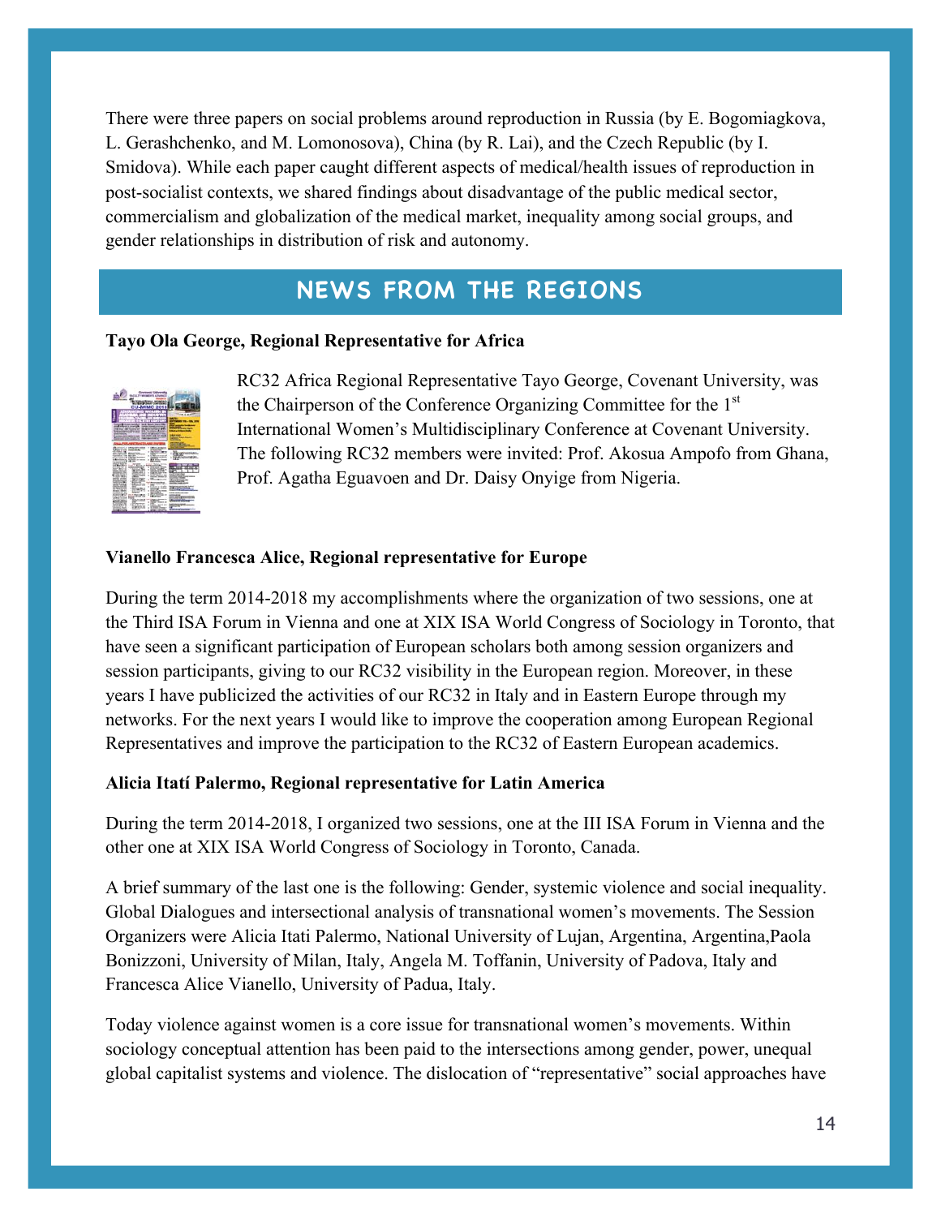There were three papers on social problems around reproduction in Russia (by E. Bogomiagkova, L. Gerashchenko, and M. Lomonosova), China (by R. Lai), and the Czech Republic (by I. Smidova). While each paper caught different aspects of medical/health issues of reproduction in post-socialist contexts, we shared findings about disadvantage of the public medical sector, commercialism and globalization of the medical market, inequality among social groups, and gender relationships in distribution of risk and autonomy.

## NEWS FROM THE REGIONS

**Tayo Ola George, Regional Representative for Africa**

RC32 Africa Regional Representative Tayo George, Covenant University, was the Chairperson of the Conference Organizing Committee for the 1st International Women's Multidisciplinary Conference at Covenant University. The following RC32 members were invited: Prof. Akosua Ampofo from Ghana, Prof. Agatha Eguavoen and Dr. Daisy Onyige from Nigeria.

**Vianello Francesca Alice, Regional representative for Europe**

During the term 2014-2018 my accomplishments where the organization of two sessions, one at the Third ISA Forum in Vienna and one at XIX ISA World Congress of Sociology in Toronto, that have seen a significant participation of European scholars both among session organizers and session participants, giving to our RC32 visibility in the European region. Moreover, in these years I have publicized the activities of our RC32 in Italy and in Eastern Europe through my networks. For the next years I would like to improve the cooperation among European Regional Representatives and improve the participation to the RC32 of Eastern European academics.

**Alicia Itatí Palermo, Regional representative for Latin America**

During the term 2014-2018, I organized two sessions, one at the III ISA Forum in Vienna and the other one at XIX ISA World Congress of Sociology in Toronto, Canada.

A brief summary of the last one is the following: Gender, systemic violence and social inequality. Global Dialogues and intersectional analysis of transnational women's movements. The Session Organizers were Alicia Itati Palermo, National University of Lujan, Argentina, Argentina,Paola Bonizzoni, University of Milan, Italy, Angela M. Toffanin, University of Padova, Italy and Francesca Alice Vianello, University of Padua, Italy.

Today violence against women is a core issue for transnational women's movements. Within sociology conceptual attention has been paid to the intersections among gender, power, unequal global capitalist systems and violence. The dislocation of "representative" social approaches have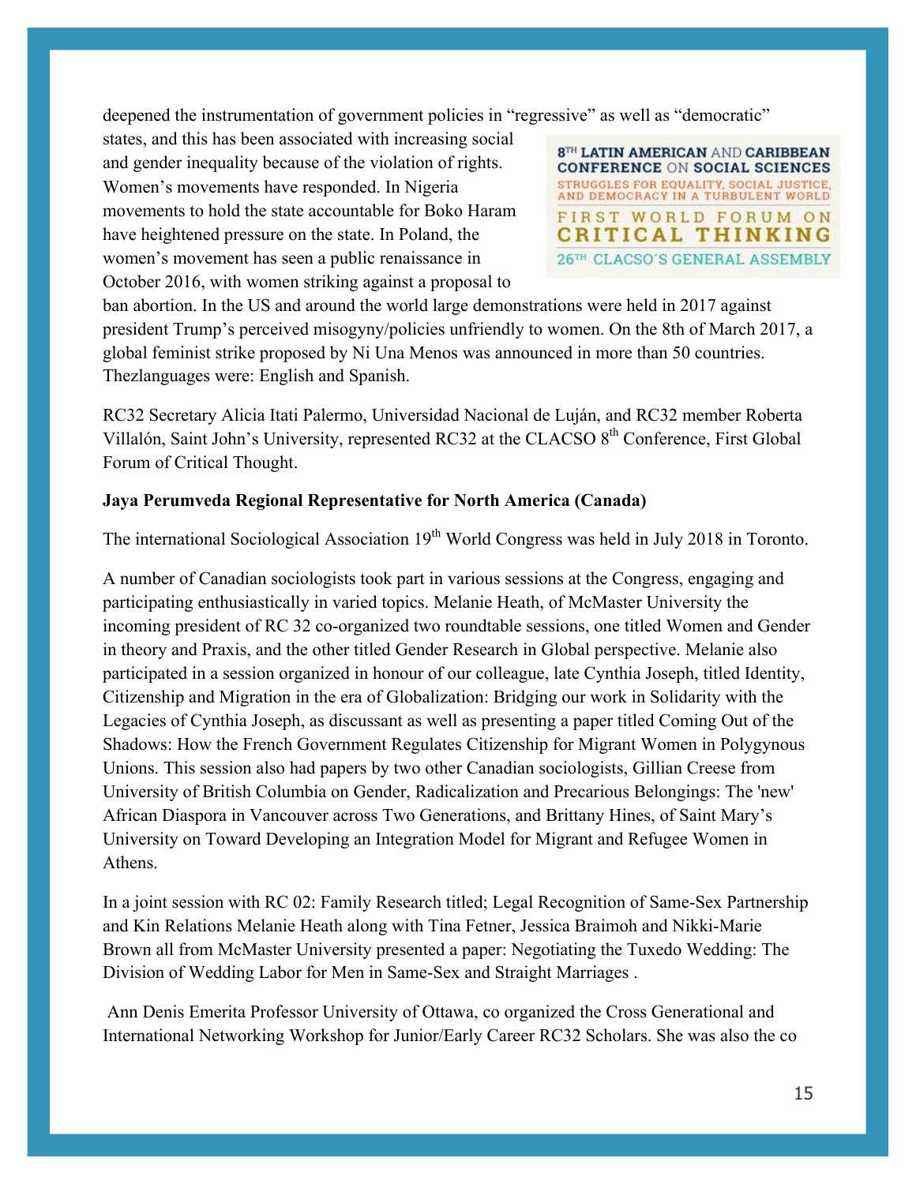deepened the instrumentation of government policies in "regressive" as well as "democratic" states, and this has been associated with increasing social and gender inequality because of the violation of rights. Women's movements have responded. In Nigeria movements to hold the state accountable for Boko Haram have heightened pressure on the state. In Poland, the women's movement has seen a public renaissance in October 2016, with women striking against a proposal to ban abortion. In the US and around the world large demonstrations were held in 2017 against president Trump's perceived misogyny/policies unfriendly to women. On the 8th of March 2017, a global feminist strike proposed by Ni Una Menos was announced in more than 50 countries. Thezlanguages were: English and Spanish.

8TH LATIN AMERICAN AND CARIBBEAN CONFERENCE ON SOCIAL SCIENCES
STRUGGLES FOR EQUALITY, SOCIAL JUSTICE, AND DEMOCRACY IN A TURBULENT WORLD
FIRST WORLD FORUM ON CRITICAL THINKING
26TH CLACSO'S GENERAL ASSEMBLY

RC32 Secretary Alicia Itati Palermo, Universidad Nacional de Luján, and RC32 member Roberta Villalón, Saint John's University, represented RC32 at the CLACSO 8th Conference, First Global Forum of Critical Thought.

**Jaya Perumveda Regional Representative for North America (Canada)**

The international Sociological Association 19th World Congress was held in July 2018 in Toronto.

A number of Canadian sociologists took part in various sessions at the Congress, engaging and participating enthusiastically in varied topics. Melanie Heath, of McMaster University the incoming president of RC 32 co-organized two roundtable sessions, one titled Women and Gender in theory and Praxis, and the other titled Gender Research in Global perspective. Melanie also participated in a session organized in honour of our colleague, late Cynthia Joseph, titled Identity, Citizenship and Migration in the era of Globalization: Bridging our work in Solidarity with the Legacies of Cynthia Joseph, as discussant as well as presenting a paper titled Coming Out of the Shadows: How the French Government Regulates Citizenship for Migrant Women in Polygynous Unions. This session also had papers by two other Canadian sociologists, Gillian Creese from University of British Columbia on Gender, Radicalization and Precarious Belongings: The 'new' African Diaspora in Vancouver across Two Generations, and Brittany Hines, of Saint Mary's University on Toward Developing an Integration Model for Migrant and Refugee Women in Athens.

In a joint session with RC 02: Family Research titled; Legal Recognition of Same-Sex Partnership and Kin Relations Melanie Heath along with Tina Fetner, Jessica Braimoh and Nikki-Marie Brown all from McMaster University presented a paper: Negotiating the Tuxedo Wedding: The Division of Wedding Labor for Men in Same-Sex and Straight Marriages .

Ann Denis Emerita Professor University of Ottawa, co organized the Cross Generational and International Networking Workshop for Junior/Early Career RC32 Scholars. She was also the co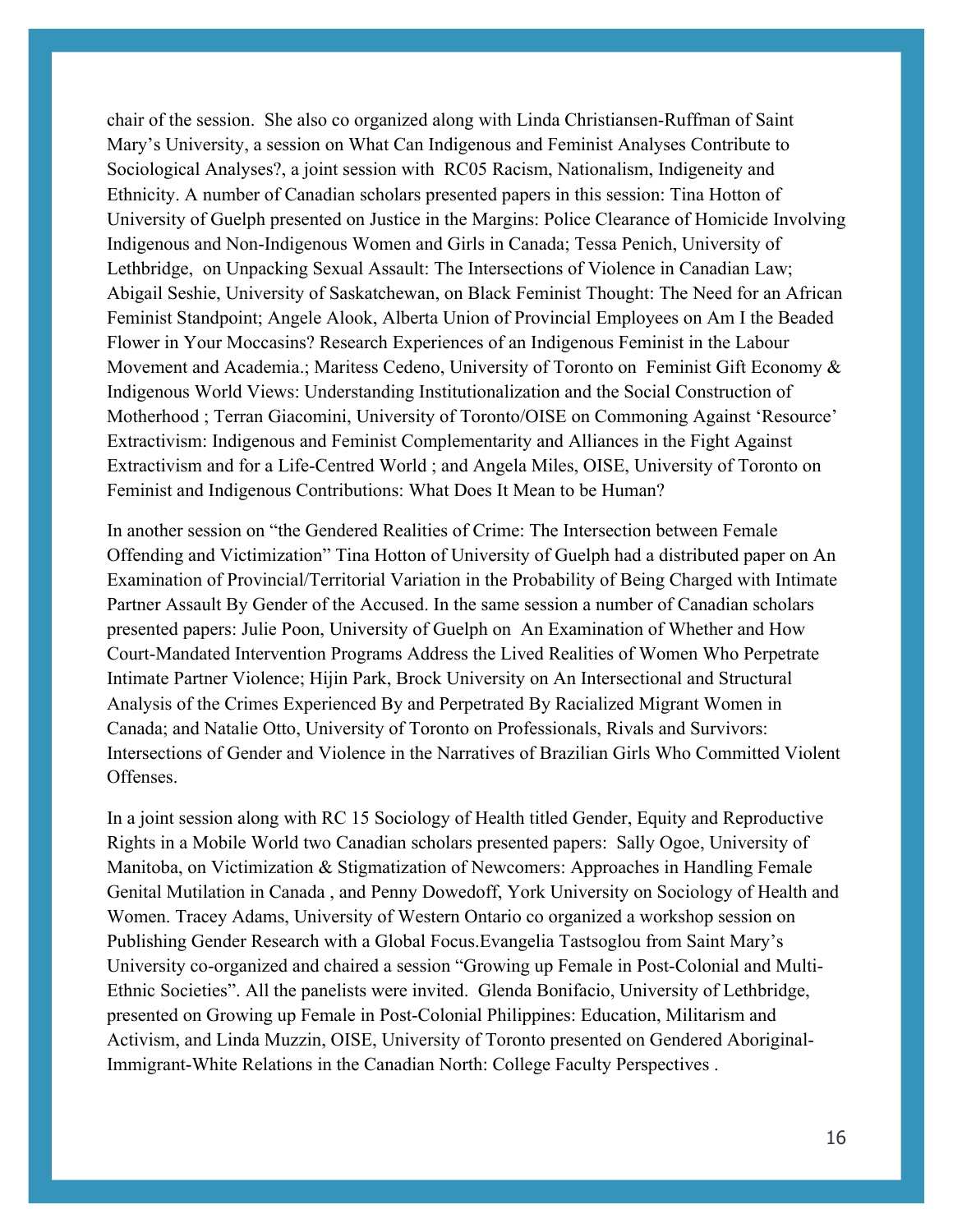chair of the session. She also co organized along with Linda Christiansen-Ruffman of Saint Mary's University, a session on What Can Indigenous and Feminist Analyses Contribute to Sociological Analyses?, a joint session with RC05 Racism, Nationalism, Indigeneity and Ethnicity. A number of Canadian scholars presented papers in this session: Tina Hotton of University of Guelph presented on Justice in the Margins: Police Clearance of Homicide Involving Indigenous and Non-Indigenous Women and Girls in Canada; Tessa Penich, University of Lethbridge, on Unpacking Sexual Assault: The Intersections of Violence in Canadian Law; Abigail Seshie, University of Saskatchewan, on Black Feminist Thought: The Need for an African Feminist Standpoint; Angele Alook, Alberta Union of Provincial Employees on Am I the Beaded Flower in Your Moccasins? Research Experiences of an Indigenous Feminist in the Labour Movement and Academia.; Maritess Cedeno, University of Toronto on Feminist Gift Economy & Indigenous World Views: Understanding Institutionalization and the Social Construction of Motherhood ; Terran Giacomini, University of Toronto/OISE on Commoning Against 'Resource' Extractivism: Indigenous and Feminist Complementarity and Alliances in the Fight Against Extractivism and for a Life-Centred World ; and Angela Miles, OISE, University of Toronto on Feminist and Indigenous Contributions: What Does It Mean to be Human?

In another session on "the Gendered Realities of Crime: The Intersection between Female Offending and Victimization" Tina Hotton of University of Guelph had a distributed paper on An Examination of Provincial/Territorial Variation in the Probability of Being Charged with Intimate Partner Assault By Gender of the Accused. In the same session a number of Canadian scholars presented papers: Julie Poon, University of Guelph on An Examination of Whether and How Court-Mandated Intervention Programs Address the Lived Realities of Women Who Perpetrate Intimate Partner Violence; Hijin Park, Brock University on An Intersectional and Structural Analysis of the Crimes Experienced By and Perpetrated By Racialized Migrant Women in Canada; and Natalie Otto, University of Toronto on Professionals, Rivals and Survivors: Intersections of Gender and Violence in the Narratives of Brazilian Girls Who Committed Violent Offenses.

In a joint session along with RC 15 Sociology of Health titled Gender, Equity and Reproductive Rights in a Mobile World two Canadian scholars presented papers: Sally Ogoe, University of Manitoba, on Victimization & Stigmatization of Newcomers: Approaches in Handling Female Genital Mutilation in Canada , and Penny Dowedoff, York University on Sociology of Health and Women. Tracey Adams, University of Western Ontario co organized a workshop session on Publishing Gender Research with a Global Focus.Evangelia Tastsoglou from Saint Mary's University co-organized and chaired a session "Growing up Female in Post-Colonial and Multi-Ethnic Societies". All the panelists were invited. Glenda Bonifacio, University of Lethbridge, presented on Growing up Female in Post-Colonial Philippines: Education, Militarism and Activism, and Linda Muzzin, OISE, University of Toronto presented on Gendered Aboriginal-Immigrant-White Relations in the Canadian North: College Faculty Perspectives .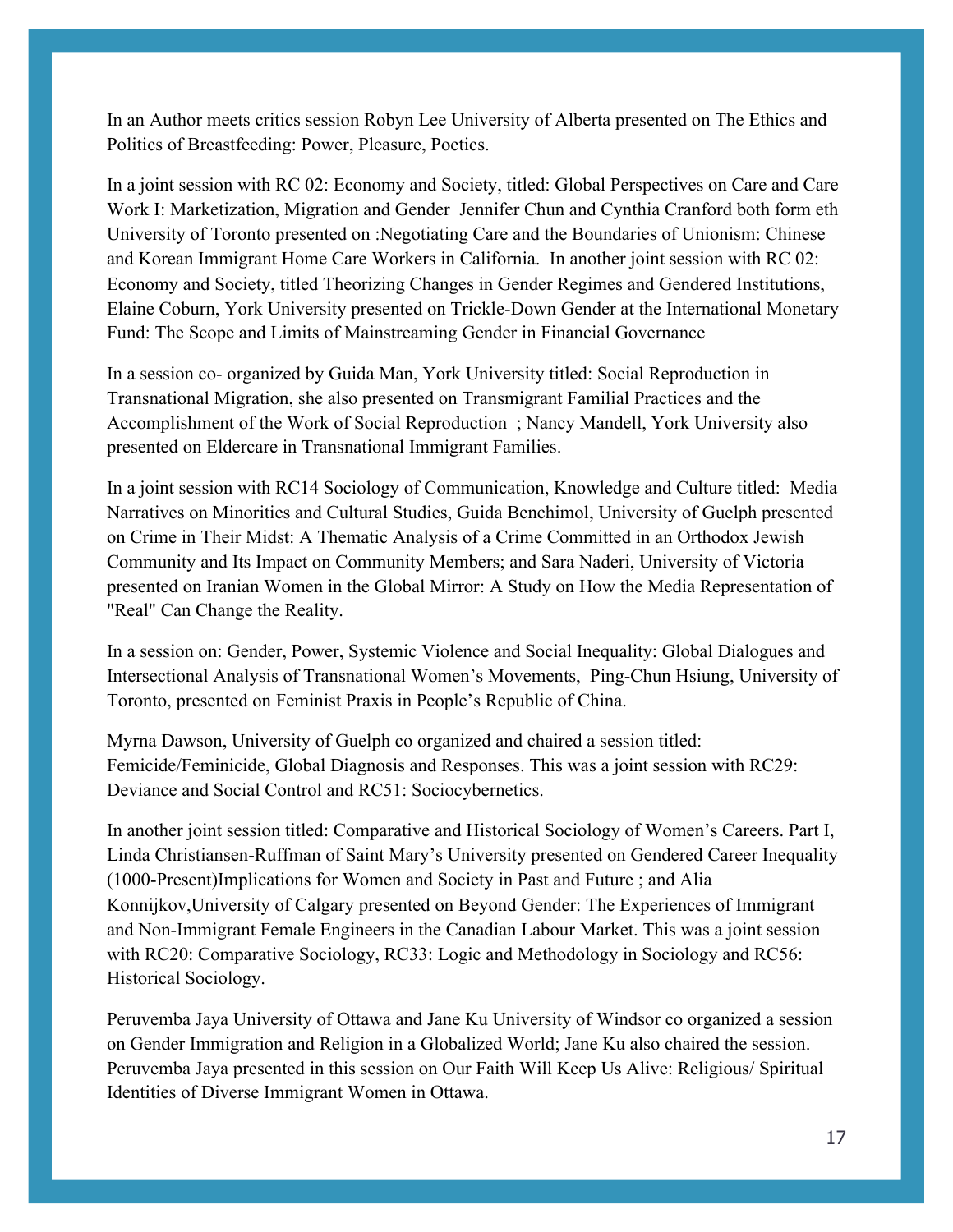In an Author meets critics session Robyn Lee University of Alberta presented on The Ethics and Politics of Breastfeeding: Power, Pleasure, Poetics.

In a joint session with RC 02: Economy and Society, titled: Global Perspectives on Care and Care Work I: Marketization, Migration and Gender Jennifer Chun and Cynthia Cranford both form eth University of Toronto presented on :Negotiating Care and the Boundaries of Unionism: Chinese and Korean Immigrant Home Care Workers in California. In another joint session with RC 02: Economy and Society, titled Theorizing Changes in Gender Regimes and Gendered Institutions, Elaine Coburn, York University presented on Trickle-Down Gender at the International Monetary Fund: The Scope and Limits of Mainstreaming Gender in Financial Governance

In a session co- organized by Guida Man, York University titled: Social Reproduction in Transnational Migration, she also presented on Transmigrant Familial Practices and the Accomplishment of the Work of Social Reproduction ; Nancy Mandell, York University also presented on Eldercare in Transnational Immigrant Families.

In a joint session with RC14 Sociology of Communication, Knowledge and Culture titled: Media Narratives on Minorities and Cultural Studies, Guida Benchimol, University of Guelph presented on Crime in Their Midst: A Thematic Analysis of a Crime Committed in an Orthodox Jewish Community and Its Impact on Community Members; and Sara Naderi, University of Victoria presented on Iranian Women in the Global Mirror: A Study on How the Media Representation of "Real" Can Change the Reality.

In a session on: Gender, Power, Systemic Violence and Social Inequality: Global Dialogues and Intersectional Analysis of Transnational Women's Movements, Ping-Chun Hsiung, University of Toronto, presented on Feminist Praxis in People's Republic of China.

Myrna Dawson, University of Guelph co organized and chaired a session titled: Femicide/Feminicide, Global Diagnosis and Responses. This was a joint session with RC29: Deviance and Social Control and RC51: Sociocybernetics.

In another joint session titled: Comparative and Historical Sociology of Women's Careers. Part I, Linda Christiansen-Ruffman of Saint Mary's University presented on Gendered Career Inequality (1000-Present)Implications for Women and Society in Past and Future ; and Alia Konnijkov,University of Calgary presented on Beyond Gender: The Experiences of Immigrant and Non-Immigrant Female Engineers in the Canadian Labour Market. This was a joint session with RC20: Comparative Sociology, RC33: Logic and Methodology in Sociology and RC56: Historical Sociology.

Peruvemba Jaya University of Ottawa and Jane Ku University of Windsor co organized a session on Gender Immigration and Religion in a Globalized World; Jane Ku also chaired the session. Peruvemba Jaya presented in this session on Our Faith Will Keep Us Alive: Religious/ Spiritual Identities of Diverse Immigrant Women in Ottawa.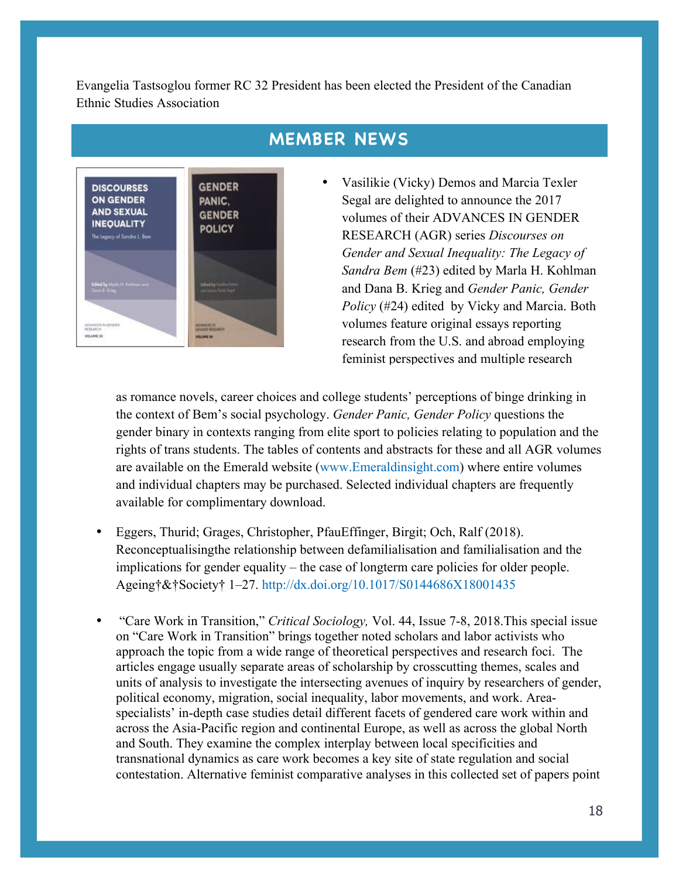Evangelia Tastsoglou former RC 32 President has been elected the President of the Canadian Ethnic Studies Association

## MEMBER NEWS

- Vasilikie (Vicky) Demos and Marcia Texler Segal are delighted to announce the 2017 volumes of their ADVANCES IN GENDER RESEARCH (AGR) series *Discourses on Gender and Sexual Inequality: The Legacy of Sandra Bem* (#23) edited by Marla H. Kohlman and Dana B. Krieg and *Gender Panic, Gender Policy* (#24) edited by Vicky and Marcia. Both volumes feature original essays reporting research from the U.S. and abroad employing feminist perspectives and multiple research

  as romance novels, career choices and college students' perceptions of binge drinking in the context of Bem's social psychology. *Gender Panic, Gender Policy* questions the gender binary in contexts ranging from elite sport to policies relating to population and the rights of trans students. The tables of contents and abstracts for these and all AGR volumes are available on the Emerald website (www.Emeraldinsight.com) where entire volumes and individual chapters may be purchased. Selected individual chapters are frequently available for complimentary download.

- Eggers, Thurid; Grages, Christopher, PfauEffinger, Birgit; Och, Ralf (2018). Reconceptualisingthe relationship between defamilialisation and familialisation and the implications for gender equality – the case of longterm care policies for older people. Ageing†&†Society† 1–27. http://dx.doi.org/10.1017/S0144686X18001435

- "Care Work in Transition," *Critical Sociology,* Vol. 44, Issue 7-8, 2018.This special issue on "Care Work in Transition" brings together noted scholars and labor activists who approach the topic from a wide range of theoretical perspectives and research foci. The articles engage usually separate areas of scholarship by crosscutting themes, scales and units of analysis to investigate the intersecting avenues of inquiry by researchers of gender, political economy, migration, social inequality, labor movements, and work. Area-specialists' in-depth case studies detail different facets of gendered care work within and across the Asia-Pacific region and continental Europe, as well as across the global North and South. They examine the complex interplay between local specificities and transnational dynamics as care work becomes a key site of state regulation and social contestation. Alternative feminist comparative analyses in this collected set of papers point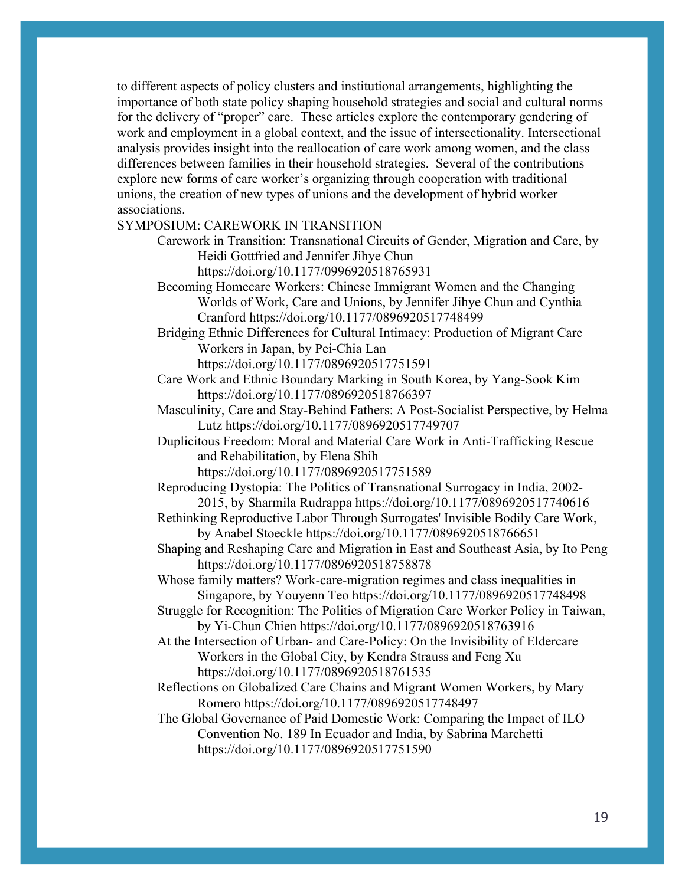to different aspects of policy clusters and institutional arrangements, highlighting the importance of both state policy shaping household strategies and social and cultural norms for the delivery of "proper" care. These articles explore the contemporary gendering of work and employment in a global context, and the issue of intersectionality. Intersectional analysis provides insight into the reallocation of care work among women, and the class differences between families in their household strategies. Several of the contributions explore new forms of care worker's organizing through cooperation with traditional unions, the creation of new types of unions and the development of hybrid worker associations.

SYMPOSIUM: CAREWORK IN TRANSITION

- Carework in Transition: Transnational Circuits of Gender, Migration and Care, by Heidi Gottfried and Jennifer Jihye Chun https://doi.org/10.1177/0996920518765931
- Becoming Homecare Workers: Chinese Immigrant Women and the Changing Worlds of Work, Care and Unions, by Jennifer Jihye Chun and Cynthia Cranford https://doi.org/10.1177/0896920517748499
- Bridging Ethnic Differences for Cultural Intimacy: Production of Migrant Care Workers in Japan, by Pei-Chia Lan https://doi.org/10.1177/0896920517751591
- Care Work and Ethnic Boundary Marking in South Korea, by Yang-Sook Kim https://doi.org/10.1177/0896920518766397
- Masculinity, Care and Stay-Behind Fathers: A Post-Socialist Perspective, by Helma Lutz https://doi.org/10.1177/0896920517749707
- Duplicitous Freedom: Moral and Material Care Work in Anti-Trafficking Rescue and Rehabilitation, by Elena Shih https://doi.org/10.1177/0896920517751589
- Reproducing Dystopia: The Politics of Transnational Surrogacy in India, 2002-2015, by Sharmila Rudrappa https://doi.org/10.1177/0896920517740616
- Rethinking Reproductive Labor Through Surrogates' Invisible Bodily Care Work, by Anabel Stoeckle https://doi.org/10.1177/0896920518766651
- Shaping and Reshaping Care and Migration in East and Southeast Asia, by Ito Peng https://doi.org/10.1177/0896920518758878
- Whose family matters? Work-care-migration regimes and class inequalities in Singapore, by Youyenn Teo https://doi.org/10.1177/0896920517748498
- Struggle for Recognition: The Politics of Migration Care Worker Policy in Taiwan, by Yi-Chun Chien https://doi.org/10.1177/0896920518763916
- At the Intersection of Urban- and Care-Policy: On the Invisibility of Eldercare Workers in the Global City, by Kendra Strauss and Feng Xu https://doi.org/10.1177/0896920518761535
- Reflections on Globalized Care Chains and Migrant Women Workers, by Mary Romero https://doi.org/10.1177/0896920517748497
- The Global Governance of Paid Domestic Work: Comparing the Impact of ILO Convention No. 189 In Ecuador and India, by Sabrina Marchetti https://doi.org/10.1177/0896920517751590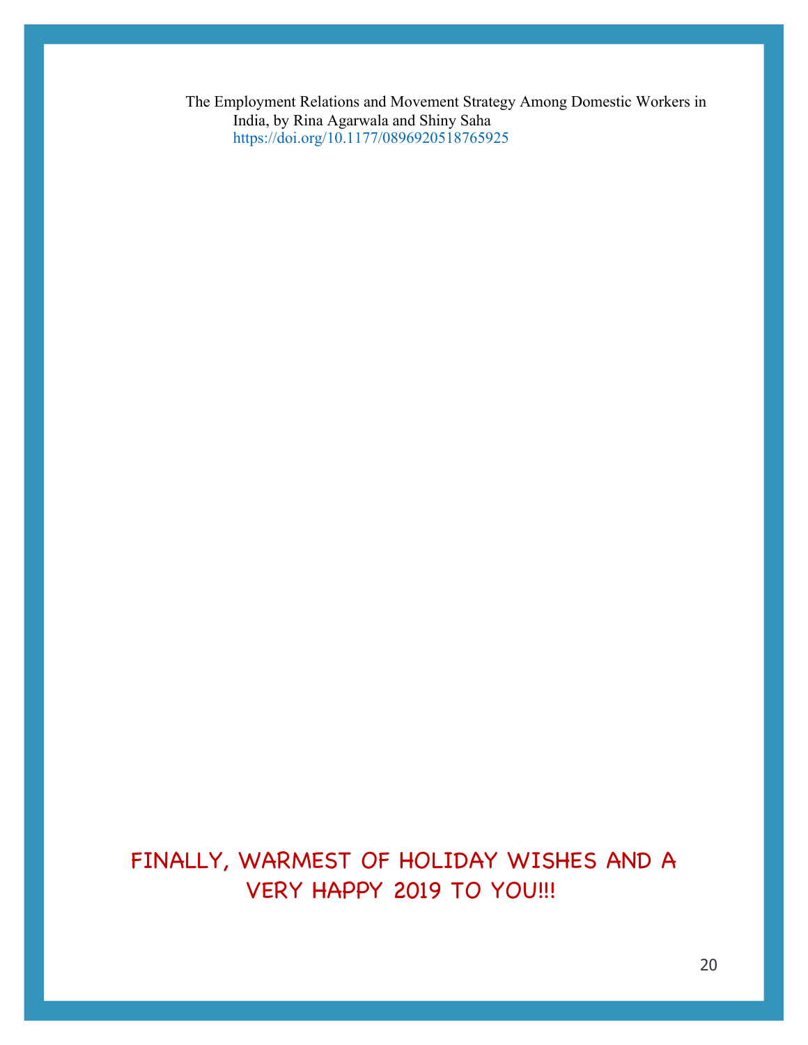The Employment Relations and Movement Strategy Among Domestic Workers in India, by Rina Agarwala and Shiny Saha https://doi.org/10.1177/0896920518765925

**FINALLY, WARMEST OF HOLIDAY WISHES AND A VERY HAPPY 2019 TO YOU!!!**